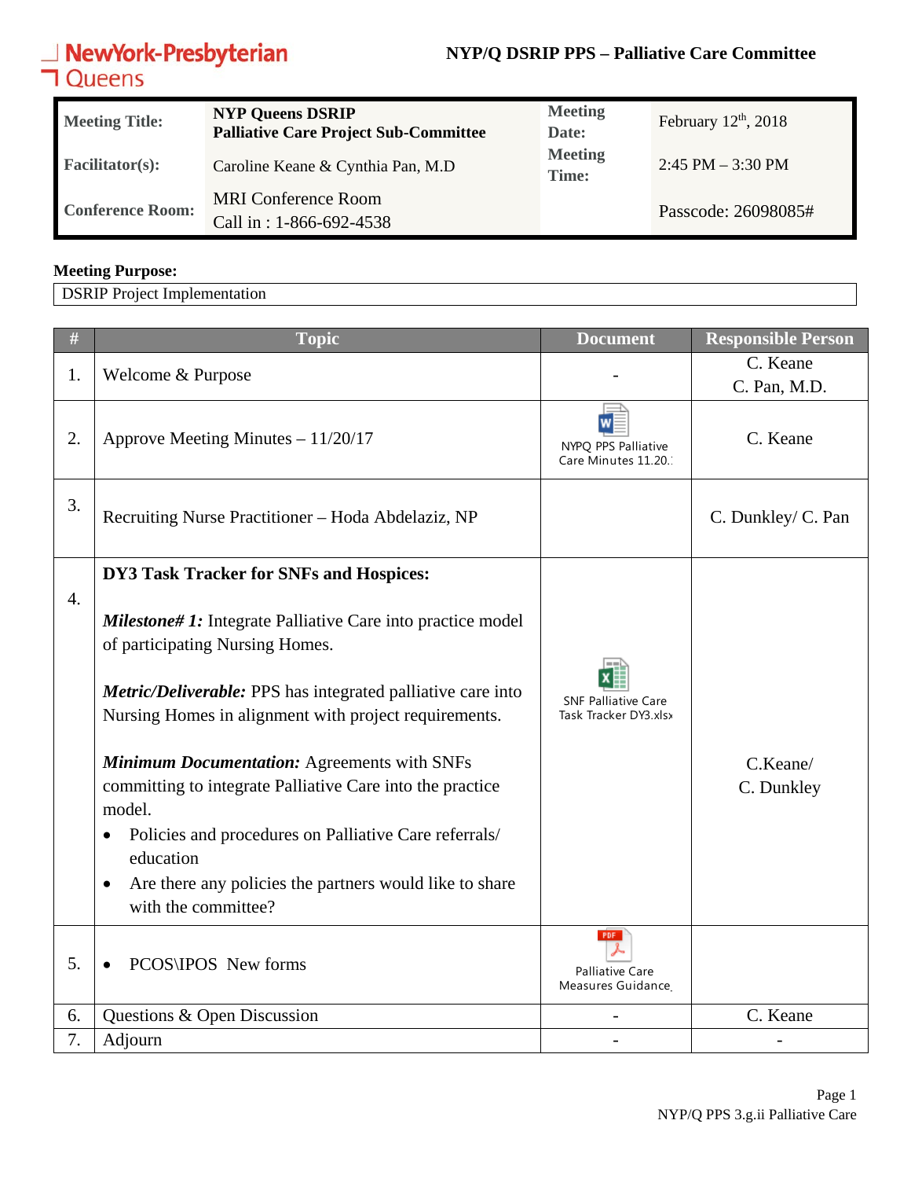**NYP/Q DSRIP PPS – Palliative Care Committee**

| Meeting Title: | NYP Queens DSRIP Palliative Care Project Sub-Committee | Meeting Date: | February 12th, 2018 |
|---|---|---|---|
| Facilitator(s): | Caroline Keane & Cynthia Pan, M.D | Meeting Time: | 2:45 PM – 3:30 PM |
| Conference Room: | MRI Conference Room Call in : 1-866-692-4538 | | Passcode: 26098085# |

**Meeting Purpose:**

DSRIP Project Implementation

| # | Topic | Document | Responsible Person |
|---|---|---|---|
| 1. | Welcome & Purpose | - | C. Keane C. Pan, M.D. |
| 2. | Approve Meeting Minutes – 11/20/17 | NYPQ PPS Palliative Care Minutes 11.20.1 | C. Keane |
| 3. | Recruiting Nurse Practitioner – Hoda Abdelaziz, NP | | C. Dunkley/ C. Pan |
| 4. | **DY3 Task Tracker for SNFs and Hospices:** ***Milestone# 1:*** Integrate Palliative Care into practice model of participating Nursing Homes. ***Metric/Deliverable:*** PPS has integrated palliative care into Nursing Homes in alignment with project requirements. ***Minimum Documentation:*** Agreements with SNFs committing to integrate Palliative Care into the practice model. • Policies and procedures on Palliative Care referrals/ education • Are there any policies the partners would like to share with the committee? | SNF Palliative Care Task Tracker DY3.xlsx | C.Keane/ C. Dunkley |
| 5. | • PCOS\IPOS New forms | Palliative Care Measures Guidance | |
| 6. | Questions & Open Discussion | - | C. Keane |
| 7. | Adjourn | - | - |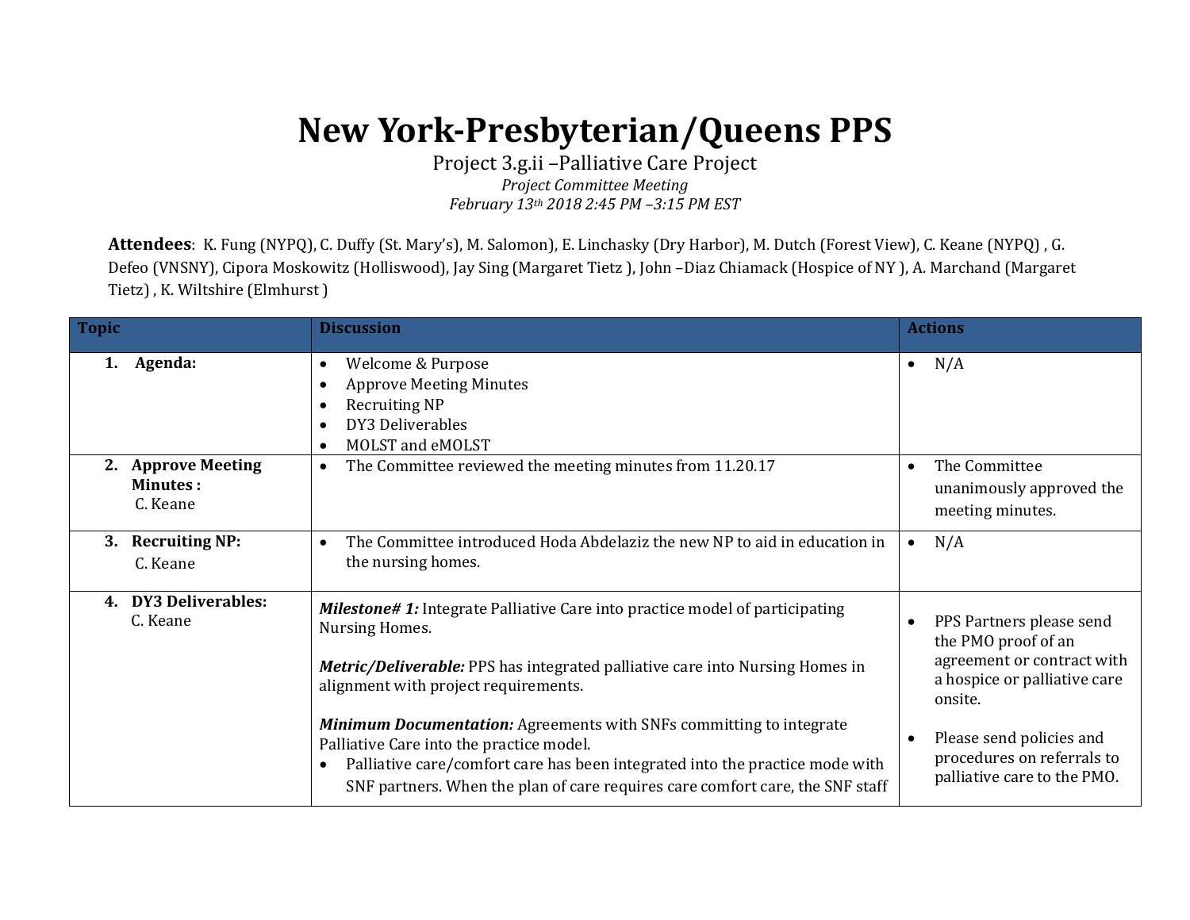# New York-Presbyterian/Queens PPS

Project 3.g.ii –Palliative Care Project

*Project Committee Meeting*

*February 13th 2018 2:45 PM –3:15 PM EST*

**Attendees**: K. Fung (NYPQ), C. Duffy (St. Mary's), M. Salomon), E. Linchasky (Dry Harbor), M. Dutch (Forest View), C. Keane (NYPQ) , G. Defeo (VNSNY), Cipora Moskowitz (Holliswood), Jay Sing (Margaret Tietz ), John –Diaz Chiamack (Hospice of NY ), A. Marchand (Margaret Tietz) , K. Wiltshire (Elmhurst )

| Topic | Discussion | Actions |
|---|---|---|
| **1. Agenda:** | • Welcome & Purpose<br>• Approve Meeting Minutes<br>• Recruiting NP<br>• DY3 Deliverables<br>• MOLST and eMOLST | • N/A |
| **2. Approve Meeting Minutes :** C. Keane | • The Committee reviewed the meeting minutes from 11.20.17 | • The Committee unanimously approved the meeting minutes. |
| **3. Recruiting NP:** C. Keane | • The Committee introduced Hoda Abdelaziz the new NP to aid in education in the nursing homes. | • N/A |
| **4. DY3 Deliverables:** C. Keane | ***Milestone# 1:*** Integrate Palliative Care into practice model of participating Nursing Homes.<br><br>***Metric/Deliverable:*** PPS has integrated palliative care into Nursing Homes in alignment with project requirements.<br><br>***Minimum Documentation:*** Agreements with SNFs committing to integrate Palliative Care into the practice model.<br>• Palliative care/comfort care has been integrated into the practice mode with SNF partners. When the plan of care requires care comfort care, the SNF staff | • PPS Partners please send the PMO proof of an agreement or contract with a hospice or palliative care onsite.<br><br>• Please send policies and procedures on referrals to palliative care to the PMO. |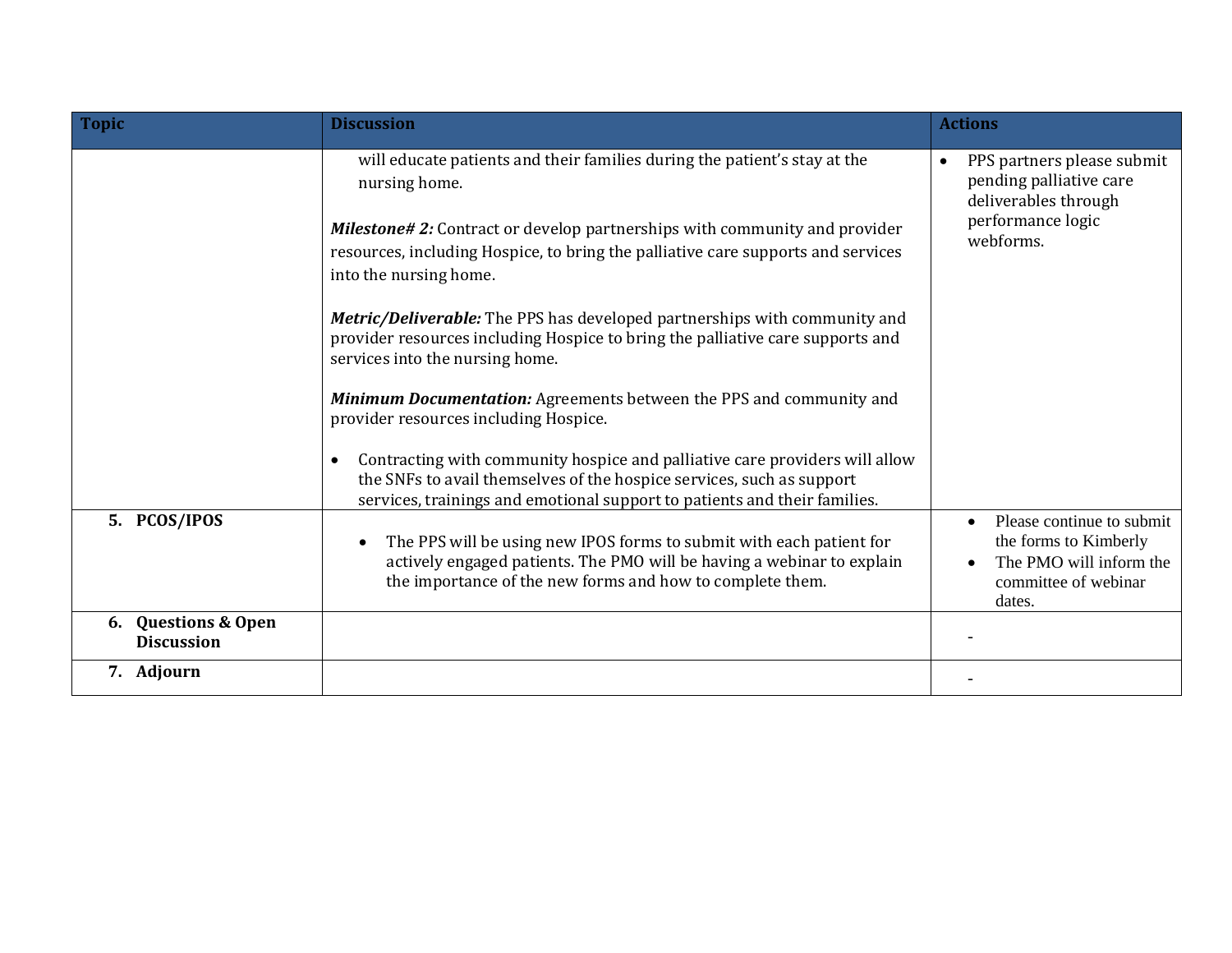| Topic | Discussion | Actions |
|---|---|---|
| | will educate patients and their families during the patient's stay at the nursing home.<br><br>***Milestone# 2:*** Contract or develop partnerships with community and provider resources, including Hospice, to bring the palliative care supports and services into the nursing home.<br><br>***Metric/Deliverable:*** The PPS has developed partnerships with community and provider resources including Hospice to bring the palliative care supports and services into the nursing home.<br><br>***Minimum Documentation:*** Agreements between the PPS and community and provider resources including Hospice.<br><br>• Contracting with community hospice and palliative care providers will allow the SNFs to avail themselves of the hospice services, such as support services, trainings and emotional support to patients and their families. | • PPS partners please submit pending palliative care deliverables through performance logic webforms. |
| **5. PCOS/IPOS** | • The PPS will be using new IPOS forms to submit with each patient for actively engaged patients. The PMO will be having a webinar to explain the importance of the new forms and how to complete them. | • Please continue to submit the forms to Kimberly<br>• The PMO will inform the committee of webinar dates. |
| **6. Questions & Open Discussion** | | - |
| **7. Adjourn** | | - |